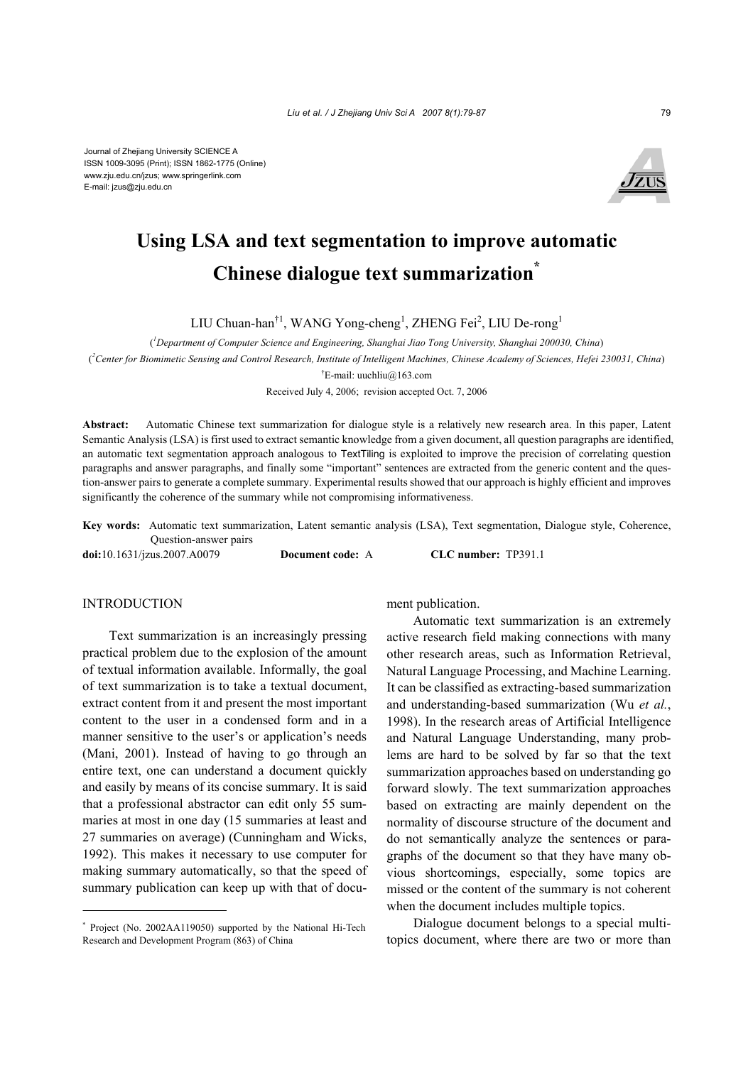Journal of Zhejiang University SCIENCE A
ISSN 1009-3095 (Print); ISSN 1862-1775 (Online)
www.zju.edu.cn/jzus; www.springerlink.com
E-mail: jzus@zju.edu.cn

# Using LSA and text segmentation to improve automatic Chinese dialogue text summarization*

LIU Chuan-han[†1], WANG Yong-cheng[1], ZHENG Fei[2], LIU De-rong[1]

([1]*Department of Computer Science and Engineering, Shanghai Jiao Tong University, Shanghai 200030, China*)

([2]*Center for Biomimetic Sensing and Control Research, Institute of Intelligent Machines, Chinese Academy of Sciences, Hefei 230031, China*)

[†]E-mail: uuchliu@163.com

Received July 4, 2006; revision accepted Oct. 7, 2006

**Abstract:** Automatic Chinese text summarization for dialogue style is a relatively new research area. In this paper, Latent Semantic Analysis (LSA) is first used to extract semantic knowledge from a given document, all question paragraphs are identified, an automatic text segmentation approach analogous to TextTiling is exploited to improve the precision of correlating question paragraphs and answer paragraphs, and finally some "important" sentences are extracted from the generic content and the question-answer pairs to generate a complete summary. Experimental results showed that our approach is highly efficient and improves significantly the coherence of the summary while not compromising informativeness.

**Key words:** Automatic text summarization, Latent semantic analysis (LSA), Text segmentation, Dialogue style, Coherence, Question-answer pairs

**doi:**10.1631/jzus.2007.A0079 **Document code:** A **CLC number:** TP391.1

## INTRODUCTION

Text summarization is an increasingly pressing practical problem due to the explosion of the amount of textual information available. Informally, the goal of text summarization is to take a textual document, extract content from it and present the most important content to the user in a condensed form and in a manner sensitive to the user's or application's needs (Mani, 2001). Instead of having to go through an entire text, one can understand a document quickly and easily by means of its concise summary. It is said that a professional abstractor can edit only 55 summaries at most in one day (15 summaries at least and 27 summaries on average) (Cunningham and Wicks, 1992). This makes it necessary to use computer for making summary automatically, so that the speed of summary publication can keep up with that of document publication.

Automatic text summarization is an extremely active research field making connections with many other research areas, such as Information Retrieval, Natural Language Processing, and Machine Learning. It can be classified as extracting-based summarization and understanding-based summarization (Wu *et al.*, 1998). In the research areas of Artificial Intelligence and Natural Language Understanding, many problems are hard to be solved by far so that the text summarization approaches based on understanding go forward slowly. The text summarization approaches based on extracting are mainly dependent on the normality of discourse structure of the document and do not semantically analyze the sentences or paragraphs of the document so that they have many obvious shortcomings, especially, some topics are missed or the content of the summary is not coherent when the document includes multiple topics.

Dialogue document belongs to a special multi-topics document, where there are two or more than

---

* Project (No. 2002AA119050) supported by the National Hi-Tech Research and Development Program (863) of China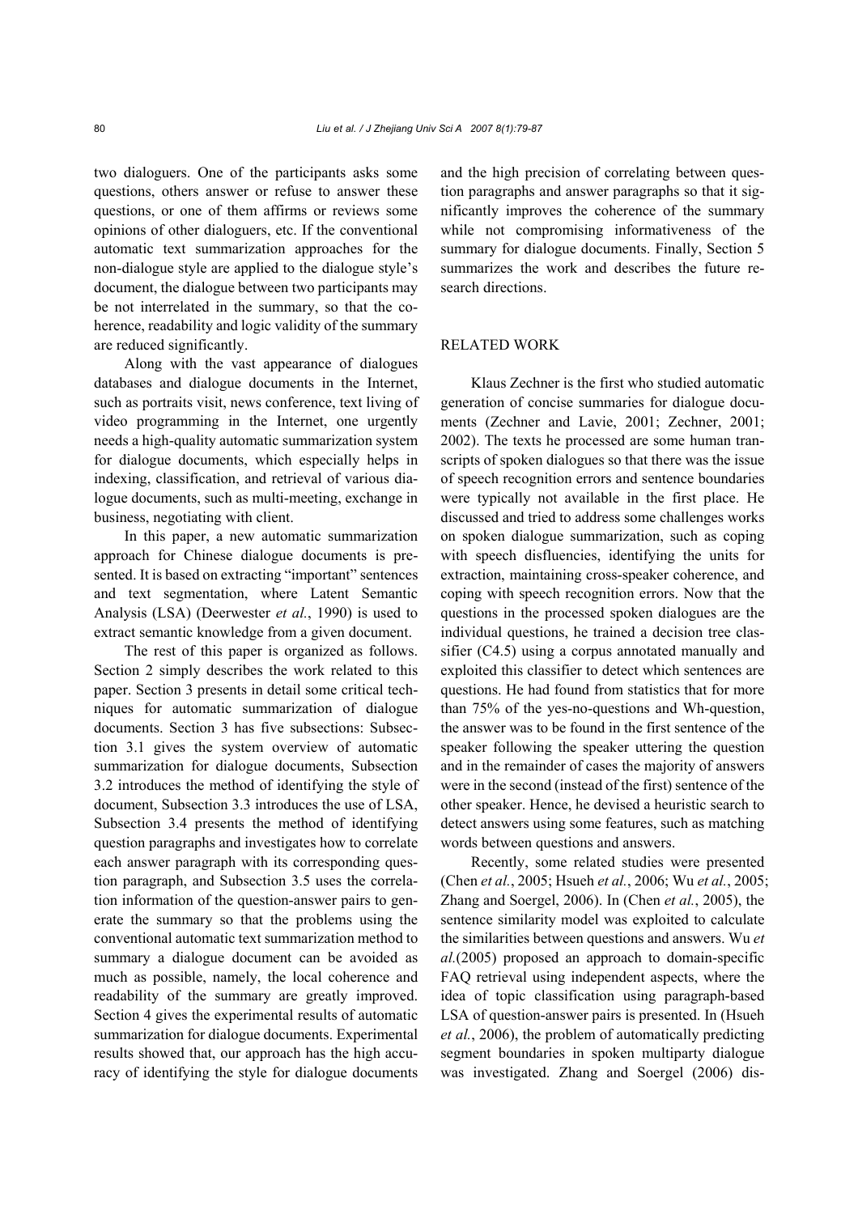two dialoguers. One of the participants asks some questions, others answer or refuse to answer these questions, or one of them affirms or reviews some opinions of other dialoguers, etc. If the conventional automatic text summarization approaches for the non-dialogue style are applied to the dialogue style's document, the dialogue between two participants may be not interrelated in the summary, so that the coherence, readability and logic validity of the summary are reduced significantly.

Along with the vast appearance of dialogues databases and dialogue documents in the Internet, such as portraits visit, news conference, text living of video programming in the Internet, one urgently needs a high-quality automatic summarization system for dialogue documents, which especially helps in indexing, classification, and retrieval of various dialogue documents, such as multi-meeting, exchange in business, negotiating with client.

In this paper, a new automatic summarization approach for Chinese dialogue documents is presented. It is based on extracting "important" sentences and text segmentation, where Latent Semantic Analysis (LSA) (Deerwester *et al.*, 1990) is used to extract semantic knowledge from a given document.

The rest of this paper is organized as follows. Section 2 simply describes the work related to this paper. Section 3 presents in detail some critical techniques for automatic summarization of dialogue documents. Section 3 has five subsections: Subsection 3.1 gives the system overview of automatic summarization for dialogue documents, Subsection 3.2 introduces the method of identifying the style of document, Subsection 3.3 introduces the use of LSA, Subsection 3.4 presents the method of identifying question paragraphs and investigates how to correlate each answer paragraph with its corresponding question paragraph, and Subsection 3.5 uses the correlation information of the question-answer pairs to generate the summary so that the problems using the conventional automatic text summarization method to summary a dialogue document can be avoided as much as possible, namely, the local coherence and readability of the summary are greatly improved. Section 4 gives the experimental results of automatic summarization for dialogue documents. Experimental results showed that, our approach has the high accuracy of identifying the style for dialogue documents and the high precision of correlating between question paragraphs and answer paragraphs so that it significantly improves the coherence of the summary while not compromising informativeness of the summary for dialogue documents. Finally, Section 5 summarizes the work and describes the future research directions.

## RELATED WORK

Klaus Zechner is the first who studied automatic generation of concise summaries for dialogue documents (Zechner and Lavie, 2001; Zechner, 2001; 2002). The texts he processed are some human transcripts of spoken dialogues so that there was the issue of speech recognition errors and sentence boundaries were typically not available in the first place. He discussed and tried to address some challenges works on spoken dialogue summarization, such as coping with speech disfluencies, identifying the units for extraction, maintaining cross-speaker coherence, and coping with speech recognition errors. Now that the questions in the processed spoken dialogues are the individual questions, he trained a decision tree classifier (C4.5) using a corpus annotated manually and exploited this classifier to detect which sentences are questions. He had found from statistics that for more than 75% of the yes-no-questions and Wh-question, the answer was to be found in the first sentence of the speaker following the speaker uttering the question and in the remainder of cases the majority of answers were in the second (instead of the first) sentence of the other speaker. Hence, he devised a heuristic search to detect answers using some features, such as matching words between questions and answers.

Recently, some related studies were presented (Chen *et al.*, 2005; Hsueh *et al.*, 2006; Wu *et al.*, 2005; Zhang and Soergel, 2006). In (Chen *et al.*, 2005), the sentence similarity model was exploited to calculate the similarities between questions and answers. Wu *et al.*(2005) proposed an approach to domain-specific FAQ retrieval using independent aspects, where the idea of topic classification using paragraph-based LSA of question-answer pairs is presented. In (Hsueh *et al.*, 2006), the problem of automatically predicting segment boundaries in spoken multiparty dialogue was investigated. Zhang and Soergel (2006) dis-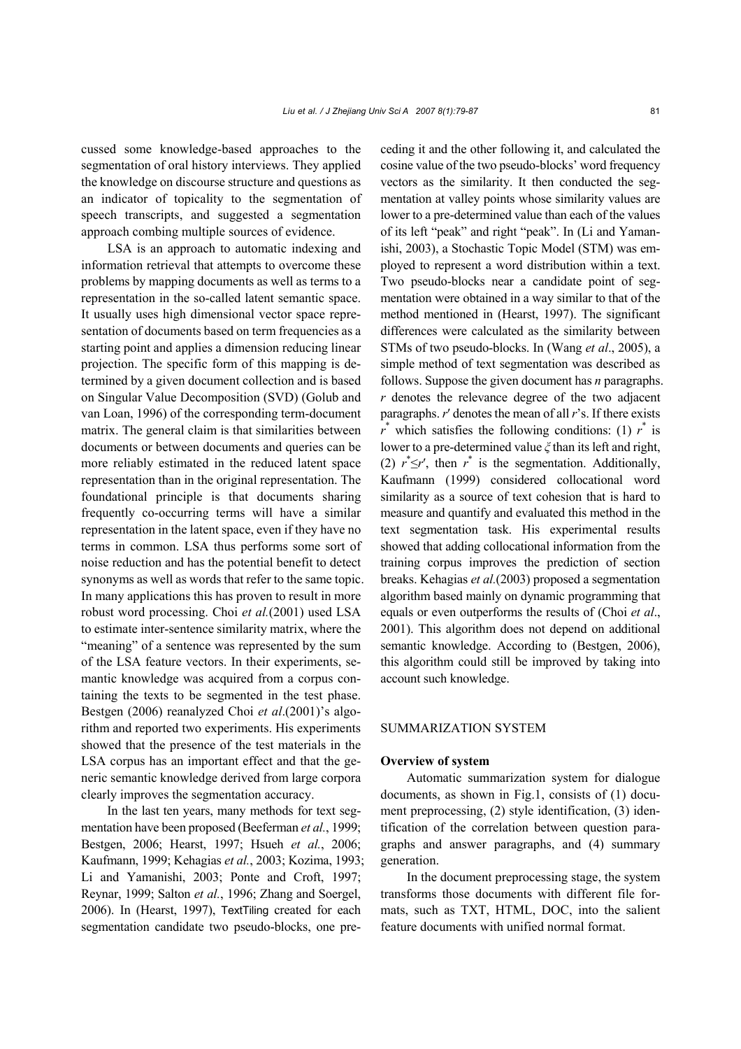cussed some knowledge-based approaches to the segmentation of oral history interviews. They applied the knowledge on discourse structure and questions as an indicator of topicality to the segmentation of speech transcripts, and suggested a segmentation approach combing multiple sources of evidence.

LSA is an approach to automatic indexing and information retrieval that attempts to overcome these problems by mapping documents as well as terms to a representation in the so-called latent semantic space. It usually uses high dimensional vector space representation of documents based on term frequencies as a starting point and applies a dimension reducing linear projection. The specific form of this mapping is determined by a given document collection and is based on Singular Value Decomposition (SVD) (Golub and van Loan, 1996) of the corresponding term-document matrix. The general claim is that similarities between documents or between documents and queries can be more reliably estimated in the reduced latent space representation than in the original representation. The foundational principle is that documents sharing frequently co-occurring terms will have a similar representation in the latent space, even if they have no terms in common. LSA thus performs some sort of noise reduction and has the potential benefit to detect synonyms as well as words that refer to the same topic. In many applications this has proven to result in more robust word processing. Choi *et al.*(2001) used LSA to estimate inter-sentence similarity matrix, where the "meaning" of a sentence was represented by the sum of the LSA feature vectors. In their experiments, semantic knowledge was acquired from a corpus containing the texts to be segmented in the test phase. Bestgen (2006) reanalyzed Choi *et al*.(2001)'s algorithm and reported two experiments. His experiments showed that the presence of the test materials in the LSA corpus has an important effect and that the generic semantic knowledge derived from large corpora clearly improves the segmentation accuracy.

In the last ten years, many methods for text segmentation have been proposed (Beeferman *et al.*, 1999; Bestgen, 2006; Hearst, 1997; Hsueh *et al.*, 2006; Kaufmann, 1999; Kehagias *et al.*, 2003; Kozima, 1993; Li and Yamanishi, 2003; Ponte and Croft, 1997; Reynar, 1999; Salton *et al.*, 1996; Zhang and Soergel, 2006). In (Hearst, 1997), TextTiling created for each segmentation candidate two pseudo-blocks, one preceding it and the other following it, and calculated the cosine value of the two pseudo-blocks' word frequency vectors as the similarity. It then conducted the segmentation at valley points whose similarity values are lower to a pre-determined value than each of the values of its left "peak" and right "peak". In (Li and Yamanishi, 2003), a Stochastic Topic Model (STM) was employed to represent a word distribution within a text. Two pseudo-blocks near a candidate point of segmentation were obtained in a way similar to that of the method mentioned in (Hearst, 1997). The significant differences were calculated as the similarity between STMs of two pseudo-blocks. In (Wang *et al*., 2005), a simple method of text segmentation was described as follows. Suppose the given document has $n$ paragraphs. $r$ denotes the relevance degree of the two adjacent paragraphs. $r'$ denotes the mean of all $r$'s. If there exists $r^*$ which satisfies the following conditions: (1) $r^*$ is lower to a pre-determined value $\xi$ than its left and right, (2) $r^* \leq r'$, then $r^*$ is the segmentation. Additionally, Kaufmann (1999) considered collocational word similarity as a source of text cohesion that is hard to measure and quantify and evaluated this method in the text segmentation task. His experimental results showed that adding collocational information from the training corpus improves the prediction of section breaks. Kehagias *et al.*(2003) proposed a segmentation algorithm based mainly on dynamic programming that equals or even outperforms the results of (Choi *et al*., 2001). This algorithm does not depend on additional semantic knowledge. According to (Bestgen, 2006), this algorithm could still be improved by taking into account such knowledge.

## SUMMARIZATION SYSTEM

### Overview of system

Automatic summarization system for dialogue documents, as shown in Fig.1, consists of (1) document preprocessing, (2) style identification, (3) identification of the correlation between question paragraphs and answer paragraphs, and (4) summary generation.

In the document preprocessing stage, the system transforms those documents with different file formats, such as TXT, HTML, DOC, into the salient feature documents with unified normal format.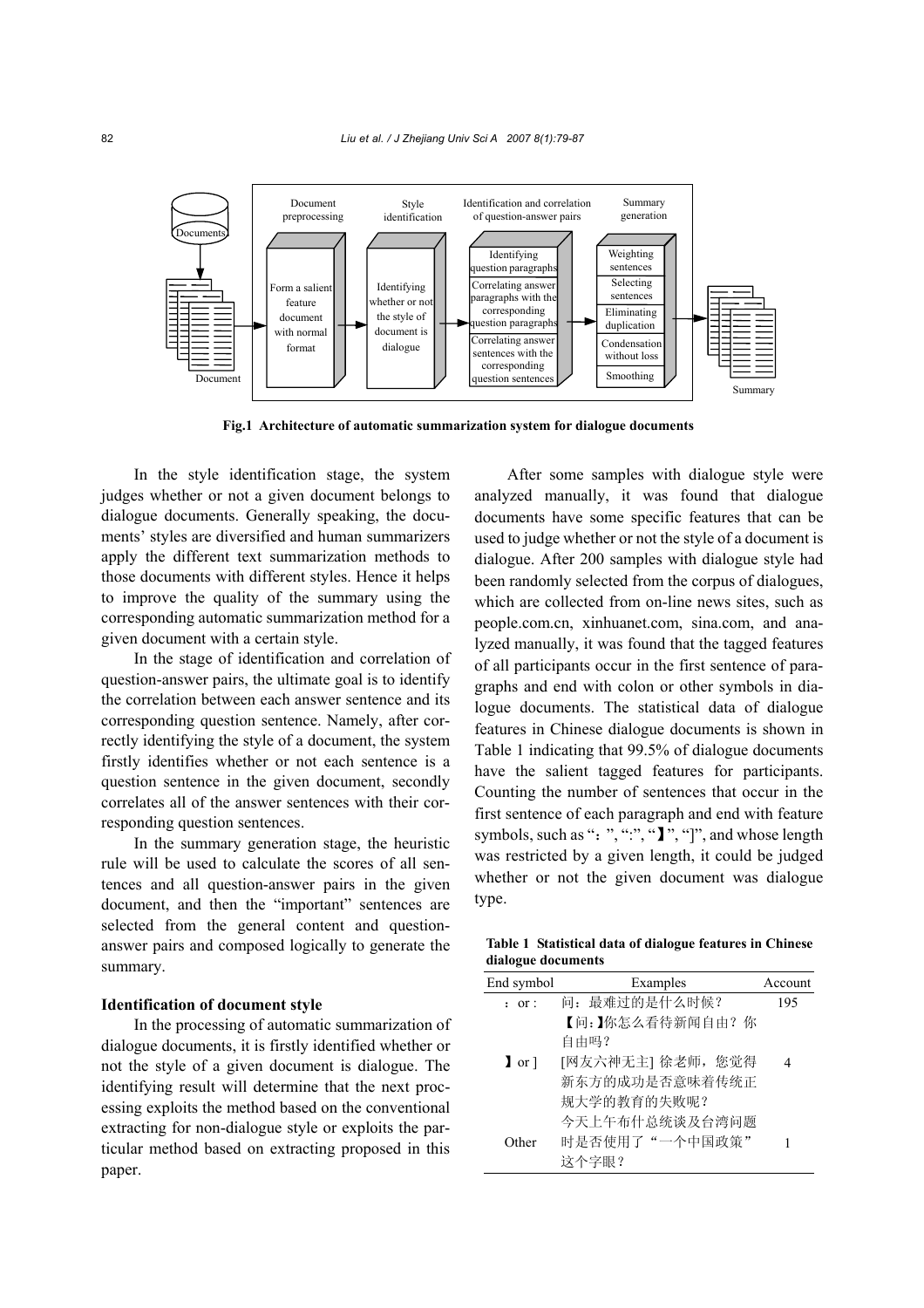Documents

Document

Document preprocessing

Form a salient feature document with normal format

Style identification

Identifying whether or not the style of document is dialogue

Identification and correlation of question-answer pairs

Identifying question paragraphs

Correlating answer paragraphs with the corresponding question paragraphs

Correlating answer sentences with the corresponding question sentences

Summary generation

Weighting sentences

Selecting sentences

Eliminating duplication

Condensation without loss

Smoothing

Summary

**Fig.1 Architecture of automatic summarization system for dialogue documents**

In the style identification stage, the system judges whether or not a given document belongs to dialogue documents. Generally speaking, the documents' styles are diversified and human summarizers apply the different text summarization methods to those documents with different styles. Hence it helps to improve the quality of the summary using the corresponding automatic summarization method for a given document with a certain style.

In the stage of identification and correlation of question-answer pairs, the ultimate goal is to identify the correlation between each answer sentence and its corresponding question sentence. Namely, after correctly identifying the style of a document, the system firstly identifies whether or not each sentence is a question sentence in the given document, secondly correlates all of the answer sentences with their corresponding question sentences.

In the summary generation stage, the heuristic rule will be used to calculate the scores of all sentences and all question-answer pairs in the given document, and then the "important" sentences are selected from the general content and question-answer pairs and composed logically to generate the summary.

### Identification of document style

In the processing of automatic summarization of dialogue documents, it is firstly identified whether or not the style of a given document is dialogue. The identifying result will determine that the next processing exploits the method based on the conventional extracting for non-dialogue style or exploits the particular method based on extracting proposed in this paper.

After some samples with dialogue style were analyzed manually, it was found that dialogue documents have some specific features that can be used to judge whether or not the style of a document is dialogue. After 200 samples with dialogue style had been randomly selected from the corpus of dialogues, which are collected from on-line news sites, such as people.com.cn, xinhuanet.com, sina.com, and analyzed manually, it was found that the tagged features of all participants occur in the first sentence of paragraphs and end with colon or other symbols in dialogue documents. The statistical data of dialogue features in Chinese dialogue documents is shown in Table 1 indicating that 99.5% of dialogue documents have the salient tagged features for participants. Counting the number of sentences that occur in the first sentence of each paragraph and end with feature symbols, such as "：", ":", "】", "]", and whose length was restricted by a given length, it could be judged whether or not the given document was dialogue type.

**Table 1 Statistical data of dialogue features in Chinese dialogue documents**

| End symbol | Examples | Account |
|---|---|---|
| ：or : | 问：最难过的是什么时候？<br>【问:】你怎么看待新闻自由？你自由吗？ | 195 |
| 】or ] | [网友六神无主] 徐老师，您觉得新东方的成功是否意味着传统正规大学的教育的失败呢？ | 4 |
| Other | 今天上午布什总统谈及台湾问题时是否使用了"一个中国政策"这个字眼？ | 1 |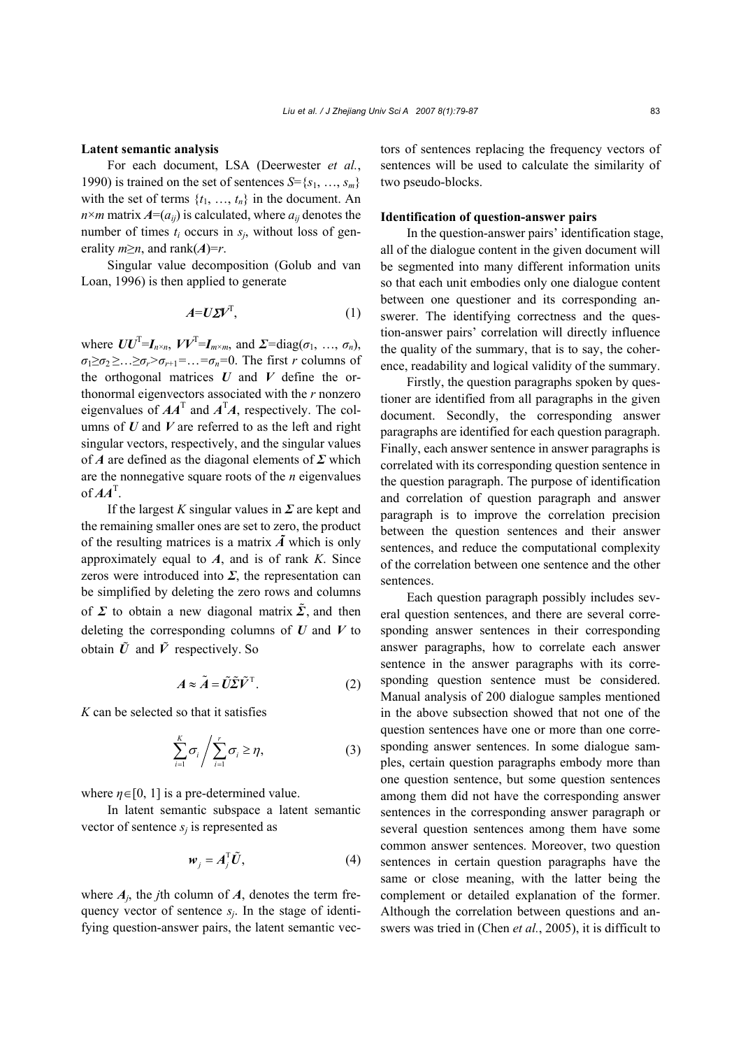**Latent semantic analysis**

For each document, LSA (Deerwester *et al.*, 1990) is trained on the set of sentences $S=\{s_1, \ldots, s_m\}$ with the set of terms $\{t_1, \ldots, t_n\}$ in the document. An $n\times m$ matrix $\boldsymbol{A}=(a_{ij})$ is calculated, where $a_{ij}$ denotes the number of times $t_i$ occurs in $s_j$, without loss of generality $m\geq n$, and $\text{rank}(\boldsymbol{A})=r$.

Singular value decomposition (Golub and van Loan, 1996) is then applied to generate

$$\boldsymbol{A}=\boldsymbol{U\Sigma V}^{\mathrm{T}}, \tag{1}$$

where $\boldsymbol{UU}^{\mathrm{T}}=\boldsymbol{I}_{n\times n}$, $\boldsymbol{VV}^{\mathrm{T}}=\boldsymbol{I}_{m\times m}$, and $\boldsymbol{\Sigma}=\text{diag}(\sigma_1, \ldots, \sigma_n)$, $\sigma_1\geq\sigma_2\geq\ldots\geq\sigma_r>\sigma_{r+1}=\ldots=\sigma_n=0$. The first $r$ columns of the orthogonal matrices $\boldsymbol{U}$ and $\boldsymbol{V}$ define the orthonormal eigenvectors associated with the $r$ nonzero eigenvalues of $\boldsymbol{AA}^{\mathrm{T}}$ and $\boldsymbol{A}^{\mathrm{T}}\boldsymbol{A}$, respectively. The columns of $\boldsymbol{U}$ and $\boldsymbol{V}$ are referred to as the left and right singular vectors, respectively, and the singular values of $\boldsymbol{A}$ are defined as the diagonal elements of $\boldsymbol{\Sigma}$ which are the nonnegative square roots of the $n$ eigenvalues of $\boldsymbol{AA}^{\mathrm{T}}$.

If the largest $K$ singular values in $\boldsymbol{\Sigma}$ are kept and the remaining smaller ones are set to zero, the product of the resulting matrices is a matrix $\tilde{\boldsymbol{A}}$ which is only approximately equal to $\boldsymbol{A}$, and is of rank $K$. Since zeros were introduced into $\boldsymbol{\Sigma}$, the representation can be simplified by deleting the zero rows and columns of $\boldsymbol{\Sigma}$ to obtain a new diagonal matrix $\tilde{\boldsymbol{\Sigma}}$, and then deleting the corresponding columns of $\boldsymbol{U}$ and $\boldsymbol{V}$ to obtain $\tilde{\boldsymbol{U}}$ and $\tilde{\boldsymbol{V}}$ respectively. So

$$\boldsymbol{A}\approx\tilde{\boldsymbol{A}}=\tilde{\boldsymbol{U}}\tilde{\boldsymbol{\Sigma}}\tilde{\boldsymbol{V}}^{\mathrm{T}}. \tag{2}$$

$K$ can be selected so that it satisfies

$$\sum_{i=1}^{K}\sigma_i \Big/ \sum_{i=1}^{r}\sigma_i \geq \eta, \tag{3}$$

where $\eta\in[0, 1]$ is a pre-determined value.

In latent semantic subspace a latent semantic vector of sentence $s_j$ is represented as

$$\boldsymbol{w}_j=\boldsymbol{A}_j^{\mathrm{T}}\tilde{\boldsymbol{U}}, \tag{4}$$

where $\boldsymbol{A}_j$, the $j$th column of $\boldsymbol{A}$, denotes the term frequency vector of sentence $s_j$. In the stage of identifying question-answer pairs, the latent semantic vectors of sentences replacing the frequency vectors of sentences will be used to calculate the similarity of two pseudo-blocks.

**Identification of question-answer pairs**

In the question-answer pairs' identification stage, all of the dialogue content in the given document will be segmented into many different information units so that each unit embodies only one dialogue content between one questioner and its corresponding answerer. The identifying correctness and the question-answer pairs' correlation will directly influence the quality of the summary, that is to say, the coherence, readability and logical validity of the summary.

Firstly, the question paragraphs spoken by questioner are identified from all paragraphs in the given document. Secondly, the corresponding answer paragraphs are identified for each question paragraph. Finally, each answer sentence in answer paragraphs is correlated with its corresponding question sentence in the question paragraph. The purpose of identification and correlation of question paragraph and answer paragraph is to improve the correlation precision between the question sentences and their answer sentences, and reduce the computational complexity of the correlation between one sentence and the other sentences.

Each question paragraph possibly includes several question sentences, and there are several corresponding answer sentences in their corresponding answer paragraphs, how to correlate each answer sentence in the answer paragraphs with its corresponding question sentence must be considered. Manual analysis of 200 dialogue samples mentioned in the above subsection showed that not one of the question sentences have one or more than one corresponding answer sentences. In some dialogue samples, certain question paragraphs embody more than one question sentence, but some question sentences among them did not have the corresponding answer sentences in the corresponding answer paragraph or several question sentences among them have some common answer sentences. Moreover, two question sentences in certain question paragraphs have the same or close meaning, with the latter being the complement or detailed explanation of the former. Although the correlation between questions and answers was tried in (Chen *et al.*, 2005), it is difficult to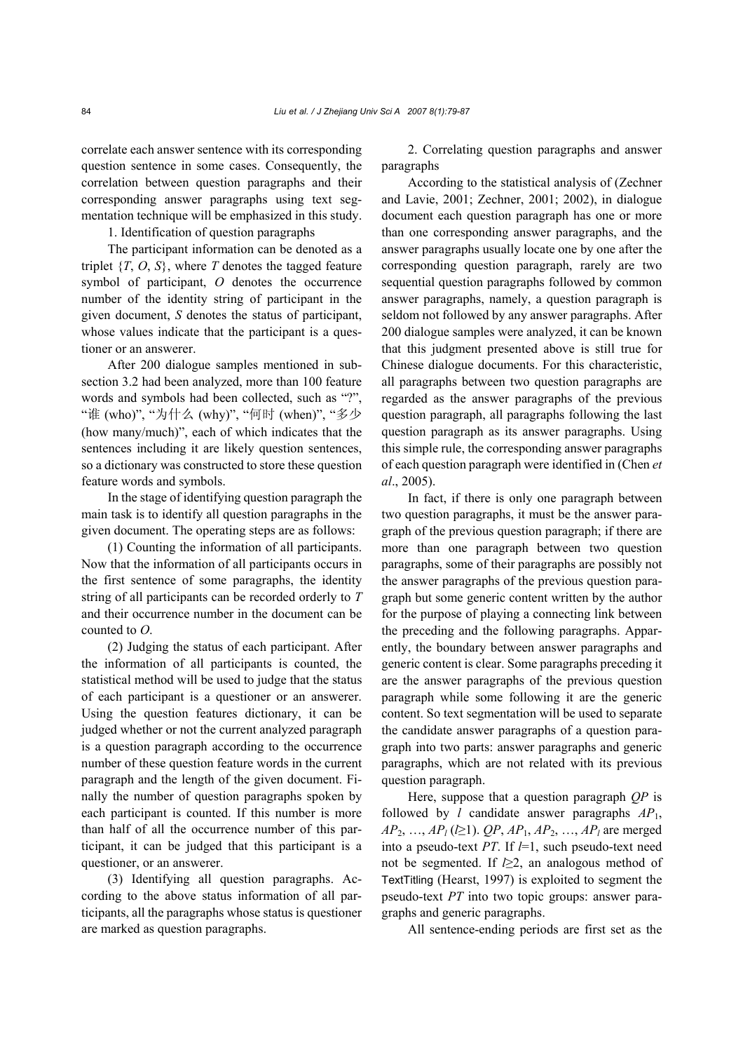correlate each answer sentence with its corresponding question sentence in some cases. Consequently, the correlation between question paragraphs and their corresponding answer paragraphs using text segmentation technique will be emphasized in this study.

1. Identification of question paragraphs

The participant information can be denoted as a triplet $\{T, O, S\}$, where $T$ denotes the tagged feature symbol of participant, $O$ denotes the occurrence number of the identity string of participant in the given document, $S$ denotes the status of participant, whose values indicate that the participant is a questioner or an answerer.

After 200 dialogue samples mentioned in subsection 3.2 had been analyzed, more than 100 feature words and symbols had been collected, such as "?", "谁 (who)", "为什么 (why)", "何时 (when)", "多少 (how many/much)", each of which indicates that the sentences including it are likely question sentences, so a dictionary was constructed to store these question feature words and symbols.

In the stage of identifying question paragraph the main task is to identify all question paragraphs in the given document. The operating steps are as follows:

(1) Counting the information of all participants. Now that the information of all participants occurs in the first sentence of some paragraphs, the identity string of all participants can be recorded orderly to $T$ and their occurrence number in the document can be counted to $O$.

(2) Judging the status of each participant. After the information of all participants is counted, the statistical method will be used to judge that the status of each participant is a questioner or an answerer. Using the question features dictionary, it can be judged whether or not the current analyzed paragraph is a question paragraph according to the occurrence number of these question feature words in the current paragraph and the length of the given document. Finally the number of question paragraphs spoken by each participant is counted. If this number is more than half of all the occurrence number of this participant, it can be judged that this participant is a questioner, or an answerer.

(3) Identifying all question paragraphs. According to the above status information of all participants, all the paragraphs whose status is questioner are marked as question paragraphs.

2. Correlating question paragraphs and answer paragraphs

According to the statistical analysis of (Zechner and Lavie, 2001; Zechner, 2001; 2002), in dialogue document each question paragraph has one or more than one corresponding answer paragraphs, and the answer paragraphs usually locate one by one after the corresponding question paragraph, rarely are two sequential question paragraphs followed by common answer paragraphs, namely, a question paragraph is seldom not followed by any answer paragraphs. After 200 dialogue samples were analyzed, it can be known that this judgment presented above is still true for Chinese dialogue documents. For this characteristic, all paragraphs between two question paragraphs are regarded as the answer paragraphs of the previous question paragraph, all paragraphs following the last question paragraph as its answer paragraphs. Using this simple rule, the corresponding answer paragraphs of each question paragraph were identified in (Chen *et al*., 2005).

In fact, if there is only one paragraph between two question paragraphs, it must be the answer paragraph of the previous question paragraph; if there are more than one paragraph between two question paragraphs, some of their paragraphs are possibly not the answer paragraphs of the previous question paragraph but some generic content written by the author for the purpose of playing a connecting link between the preceding and the following paragraphs. Apparently, the boundary between answer paragraphs and generic content is clear. Some paragraphs preceding it are the answer paragraphs of the previous question paragraph while some following it are the generic content. So text segmentation will be used to separate the candidate answer paragraphs of a question paragraph into two parts: answer paragraphs and generic paragraphs, which are not related with its previous question paragraph.

Here, suppose that a question paragraph $QP$ is followed by $l$ candidate answer paragraphs $AP_1$, $AP_2$, …, $AP_l$ ($l \geq 1$). $QP$, $AP_1$, $AP_2$, …, $AP_l$ are merged into a pseudo-text $PT$. If $l=1$, such pseudo-text need not be segmented. If $l \geq 2$, an analogous method of TextTitling (Hearst, 1997) is exploited to segment the pseudo-text $PT$ into two topic groups: answer paragraphs and generic paragraphs.

All sentence-ending periods are first set as the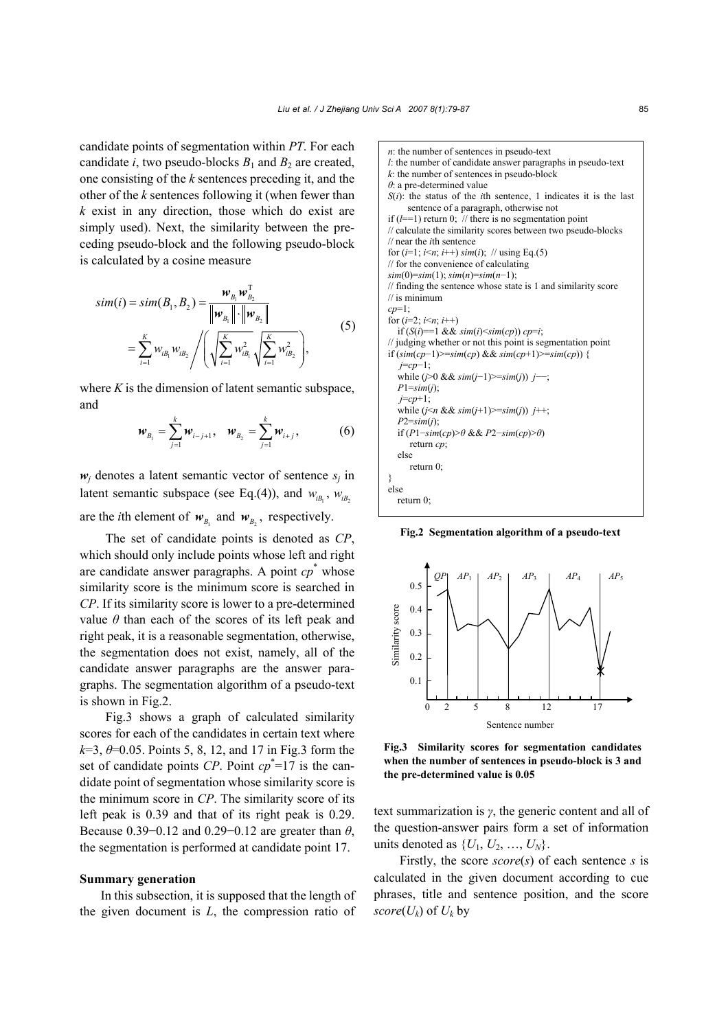candidate points of segmentation within *PT*. For each candidate *i*, two pseudo-blocks $B_1$ and $B_2$ are created, one consisting of the *k* sentences preceding it, and the other of the *k* sentences following it (when fewer than *k* exist in any direction, those which do exist are simply used). Next, the similarity between the preceding pseudo-block and the following pseudo-block is calculated by a cosine measure

$$sim(i) = sim(B_1, B_2) = \frac{\boldsymbol{w}_{B_1} \boldsymbol{w}_{B_2}^{\mathrm{T}}}{\|\boldsymbol{w}_{B_1}\| \cdot \|\boldsymbol{w}_{B_2}\|} = \sum_{i=1}^{K} w_{iB_1} w_{iB_2} \Bigg/ \left( \sqrt{\sum_{i=1}^{K} w_{iB_1}^2} \sqrt{\sum_{i=1}^{K} w_{iB_2}^2} \right), \quad (5)$$

where *K* is the dimension of latent semantic subspace, and

$$\boldsymbol{w}_{B_1} = \sum_{j=1}^{k} \boldsymbol{w}_{i-j+1}, \quad \boldsymbol{w}_{B_2} = \sum_{j=1}^{k} \boldsymbol{w}_{i+j}, \quad (6)$$

$\boldsymbol{w}_j$ denotes a latent semantic vector of sentence $s_j$ in latent semantic subspace (see Eq.(4)), and $w_{iB_1}$, $w_{iB_2}$ are the *i*th element of $\boldsymbol{w}_{B_1}$ and $\boldsymbol{w}_{B_2}$, respectively.

The set of candidate points is denoted as *CP*, which should only include points whose left and right are candidate answer paragraphs. A point $cp^*$ whose similarity score is the minimum score is searched in *CP*. If its similarity score is lower to a pre-determined value $\theta$ than each of the scores of its left peak and right peak, it is a reasonable segmentation, otherwise, the segmentation does not exist, namely, all of the candidate answer paragraphs are the answer paragraphs. The segmentation algorithm of a pseudo-text is shown in Fig.2.

```
n: the number of sentences in pseudo-text
l: the number of candidate answer paragraphs in pseudo-text
k: the number of sentences in pseudo-block
θ: a pre-determined value
S(i): the status of the ith sentence, 1 indicates it is the last
      sentence of a paragraph, otherwise not
if (l==1) return 0;  // there is no segmentation point
// calculate the similarity scores between two pseudo-blocks
// near the ith sentence
for (i=1; i<n; i++) sim(i);  // using Eq.(5)
// for the convenience of calculating
sim(0)=sim(1); sim(n)=sim(n−1);
// finding the sentence whose state is 1 and similarity score
// is minimum
cp=1;
for (i=2; i<n; i++)
   if (S(i)==1 && sim(i)<sim(cp)) cp=i;
// judging whether or not this point is segmentation point
if (sim(cp−1)>=sim(cp) && sim(cp+1)>=sim(cp)) {
   j=cp−1;
   while (j>0 && sim(j−1)>=sim(j)) j−−;
   P1=sim(j);
   j=cp+1;
   while (j<n && sim(j+1)>=sim(j)) j++;
   P2=sim(j);
   if (P1−sim(cp)>θ && P2−sim(cp)>θ)
      return cp;
   else
      return 0;
}
else
   return 0;
```

**Fig.2 Segmentation algorithm of a pseudo-text**

**Fig.3 Similarity scores for segmentation candidates when the number of sentences in pseudo-block is 3 and the pre-determined value is 0.05**

Fig.3 shows a graph of calculated similarity scores for each of the candidates in certain text where $k$=3, $\theta$=0.05. Points 5, 8, 12, and 17 in Fig.3 form the set of candidate points *CP*. Point $cp^*$=17 is the candidate point of segmentation whose similarity score is the minimum score in *CP*. The similarity score of its left peak is 0.39 and that of its right peak is 0.29. Because 0.39−0.12 and 0.29−0.12 are greater than $\theta$, the segmentation is performed at candidate point 17.

### Summary generation

In this subsection, it is supposed that the length of the given document is *L*, the compression ratio of text summarization is $\gamma$, the generic content and all of the question-answer pairs form a set of information units denoted as $\{U_1, U_2, \ldots, U_N\}$.

Firstly, the score *score*(*s*) of each sentence *s* is calculated in the given document according to cue phrases, title and sentence position, and the score *score*($U_k$) of $U_k$ by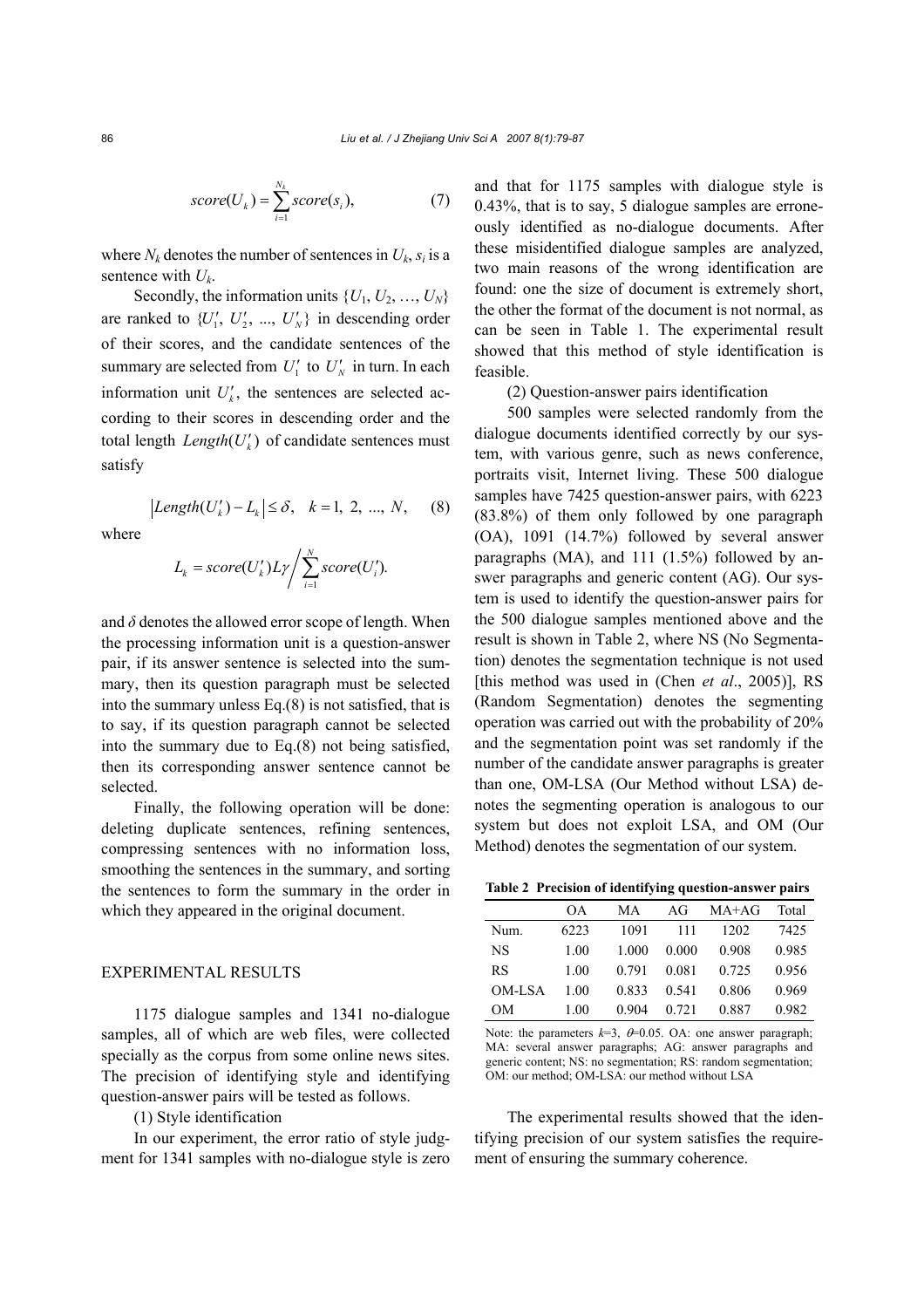$$score(U_k) = \sum_{i=1}^{N_k} score(s_i), \quad (7)$$

where $N_k$ denotes the number of sentences in $U_k$, $s_i$ is a sentence with $U_k$.

Secondly, the information units $\{U_1, U_2, ..., U_N\}$ are ranked to $\{U'_1, U'_2, ..., U'_N\}$ in descending order of their scores, and the candidate sentences of the summary are selected from $U'_1$ to $U'_N$ in turn. In each information unit $U'_k$, the sentences are selected according to their scores in descending order and the total length $Length(U'_k)$ of candidate sentences must satisfy

$$|Length(U'_k) - L_k| \le \delta, \quad k = 1, 2, ..., N, \quad (8)$$

where

$$L_k = score(U'_k)L\gamma \Big/ \sum_{i=1}^{N} score(U'_i).$$

and $\delta$ denotes the allowed error scope of length. When the processing information unit is a question-answer pair, if its answer sentence is selected into the summary, then its question paragraph must be selected into the summary unless Eq.(8) is not satisfied, that is to say, if its question paragraph cannot be selected into the summary due to Eq.(8) not being satisfied, then its corresponding answer sentence cannot be selected.

Finally, the following operation will be done: deleting duplicate sentences, refining sentences, compressing sentences with no information loss, smoothing the sentences in the summary, and sorting the sentences to form the summary in the order in which they appeared in the original document.

## EXPERIMENTAL RESULTS

1175 dialogue samples and 1341 no-dialogue samples, all of which are web files, were collected specially as the corpus from some online news sites. The precision of identifying style and identifying question-answer pairs will be tested as follows.

(1) Style identification

In our experiment, the error ratio of style judgment for 1341 samples with no-dialogue style is zero and that for 1175 samples with dialogue style is 0.43%, that is to say, 5 dialogue samples are erroneously identified as no-dialogue documents. After these misidentified dialogue samples are analyzed, two main reasons of the wrong identification are found: one the size of document is extremely short, the other the format of the document is not normal, as can be seen in Table 1. The experimental result showed that this method of style identification is feasible.

(2) Question-answer pairs identification

500 samples were selected randomly from the dialogue documents identified correctly by our system, with various genre, such as news conference, portraits visit, Internet living. These 500 dialogue samples have 7425 question-answer pairs, with 6223 (83.8%) of them only followed by one paragraph (OA), 1091 (14.7%) followed by several answer paragraphs (MA), and 111 (1.5%) followed by answer paragraphs and generic content (AG). Our system is used to identify the question-answer pairs for the 500 dialogue samples mentioned above and the result is shown in Table 2, where NS (No Segmentation) denotes the segmentation technique is not used [this method was used in (Chen *et al*., 2005)], RS (Random Segmentation) denotes the segmenting operation was carried out with the probability of 20% and the segmentation point was set randomly if the number of the candidate answer paragraphs is greater than one, OM-LSA (Our Method without LSA) denotes the segmenting operation is analogous to our system but does not exploit LSA, and OM (Our Method) denotes the segmentation of our system.

**Table 2 Precision of identifying question-answer pairs**

| | OA | MA | AG | MA+AG | Total |
|---|---|---|---|---|---|
| Num. | 6223 | 1091 | 111 | 1202 | 7425 |
| NS | 1.00 | 1.000 | 0.000 | 0.908 | 0.985 |
| RS | 1.00 | 0.791 | 0.081 | 0.725 | 0.956 |
| OM-LSA | 1.00 | 0.833 | 0.541 | 0.806 | 0.969 |
| OM | 1.00 | 0.904 | 0.721 | 0.887 | 0.982 |

Note: the parameters $k$=3, $\theta$=0.05. OA: one answer paragraph; MA: several answer paragraphs; AG: answer paragraphs and generic content; NS: no segmentation; RS: random segmentation; OM: our method; OM-LSA: our method without LSA

The experimental results showed that the identifying precision of our system satisfies the requirement of ensuring the summary coherence.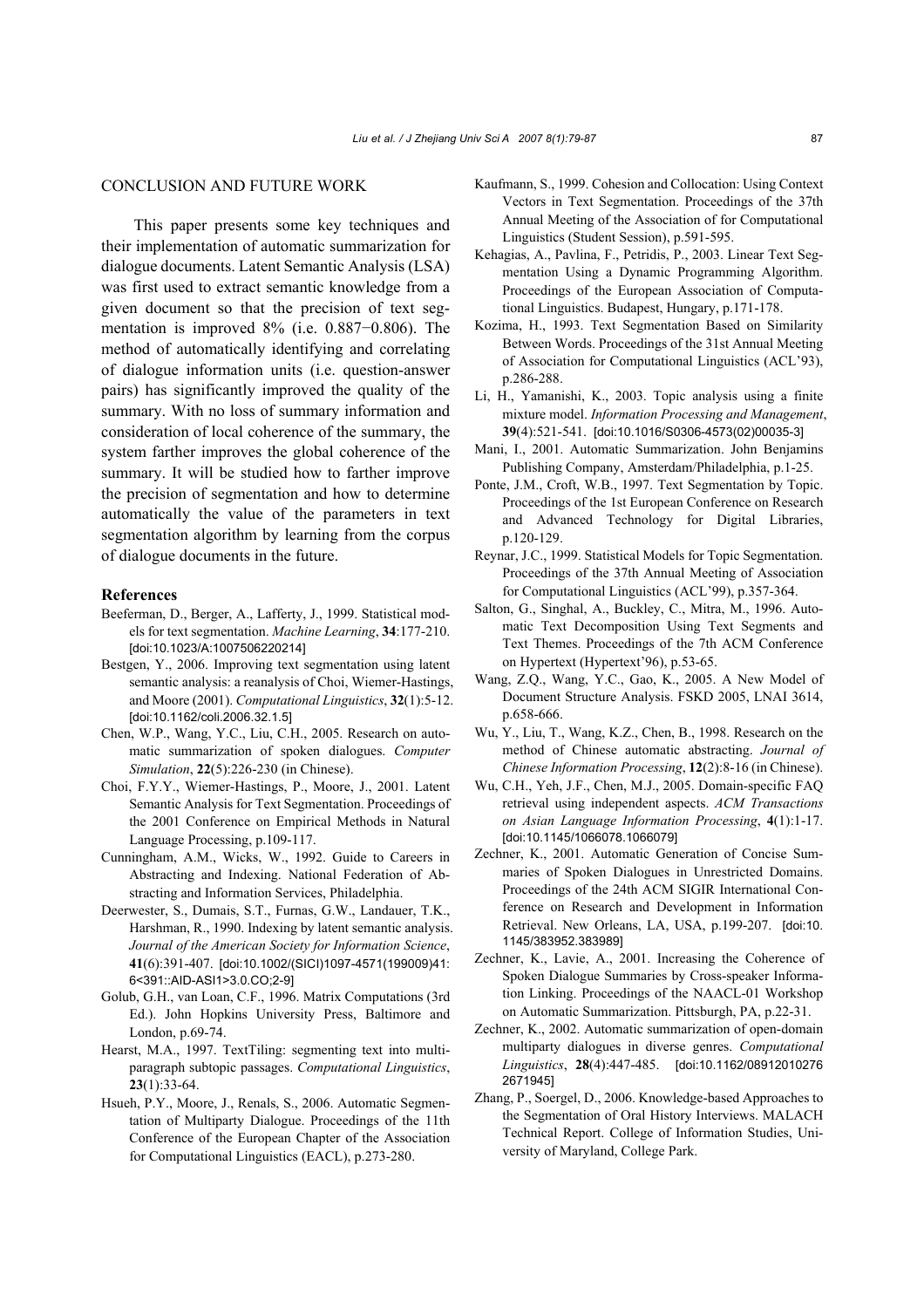## CONCLUSION AND FUTURE WORK

This paper presents some key techniques and their implementation of automatic summarization for dialogue documents. Latent Semantic Analysis (LSA) was first used to extract semantic knowledge from a given document so that the precision of text segmentation is improved 8% (i.e. 0.887−0.806). The method of automatically identifying and correlating of dialogue information units (i.e. question-answer pairs) has significantly improved the quality of the summary. With no loss of summary information and consideration of local coherence of the summary, the system farther improves the global coherence of the summary. It will be studied how to farther improve the precision of segmentation and how to determine automatically the value of the parameters in text segmentation algorithm by learning from the corpus of dialogue documents in the future.

### References

Beeferman, D., Berger, A., Lafferty, J., 1999. Statistical models for text segmentation. *Machine Learning*, **34**:177-210. [doi:10.1023/A:1007506220214]

Bestgen, Y., 2006. Improving text segmentation using latent semantic analysis: a reanalysis of Choi, Wiemer-Hastings, and Moore (2001). *Computational Linguistics*, **32**(1):5-12. [doi:10.1162/coli.2006.32.1.5]

Chen, W.P., Wang, Y.C., Liu, C.H., 2005. Research on automatic summarization of spoken dialogues. *Computer Simulation*, **22**(5):226-230 (in Chinese).

Choi, F.Y.Y., Wiemer-Hastings, P., Moore, J., 2001. Latent Semantic Analysis for Text Segmentation. Proceedings of the 2001 Conference on Empirical Methods in Natural Language Processing, p.109-117.

Cunningham, A.M., Wicks, W., 1992. Guide to Careers in Abstracting and Indexing. National Federation of Abstracting and Information Services, Philadelphia.

Deerwester, S., Dumais, S.T., Furnas, G.W., Landauer, T.K., Harshman, R., 1990. Indexing by latent semantic analysis. *Journal of the American Society for Information Science*, **41**(6):391-407. [doi:10.1002/(SICI)1097-4571(199009)41:6<391::AID-ASI1>3.0.CO;2-9]

Golub, G.H., van Loan, C.F., 1996. Matrix Computations (3rd Ed.). John Hopkins University Press, Baltimore and London, p.69-74.

Hearst, M.A., 1997. TextTiling: segmenting text into multi-paragraph subtopic passages. *Computational Linguistics*, **23**(1):33-64.

Hsueh, P.Y., Moore, J., Renals, S., 2006. Automatic Segmentation of Multiparty Dialogue. Proceedings of the 11th Conference of the European Chapter of the Association for Computational Linguistics (EACL), p.273-280.

Kaufmann, S., 1999. Cohesion and Collocation: Using Context Vectors in Text Segmentation. Proceedings of the 37th Annual Meeting of the Association of for Computational Linguistics (Student Session), p.591-595.

Kehagias, A., Pavlina, F., Petridis, P., 2003. Linear Text Segmentation Using a Dynamic Programming Algorithm. Proceedings of the European Association of Computational Linguistics. Budapest, Hungary, p.171-178.

Kozima, H., 1993. Text Segmentation Based on Similarity Between Words. Proceedings of the 31st Annual Meeting of Association for Computational Linguistics (ACL'93), p.286-288.

Li, H., Yamanishi, K., 2003. Topic analysis using a finite mixture model. *Information Processing and Management*, **39**(4):521-541. [doi:10.1016/S0306-4573(02)00035-3]

Mani, I., 2001. Automatic Summarization. John Benjamins Publishing Company, Amsterdam/Philadelphia, p.1-25.

Ponte, J.M., Croft, W.B., 1997. Text Segmentation by Topic. Proceedings of the 1st European Conference on Research and Advanced Technology for Digital Libraries, p.120-129.

Reynar, J.C., 1999. Statistical Models for Topic Segmentation. Proceedings of the 37th Annual Meeting of Association for Computational Linguistics (ACL'99), p.357-364.

Salton, G., Singhal, A., Buckley, C., Mitra, M., 1996. Automatic Text Decomposition Using Text Segments and Text Themes. Proceedings of the 7th ACM Conference on Hypertext (Hypertext'96), p.53-65.

Wang, Z.Q., Wang, Y.C., Gao, K., 2005. A New Model of Document Structure Analysis. FSKD 2005, LNAI 3614, p.658-666.

Wu, Y., Liu, T., Wang, K.Z., Chen, B., 1998. Research on the method of Chinese automatic abstracting. *Journal of Chinese Information Processing*, **12**(2):8-16 (in Chinese).

Wu, C.H., Yeh, J.F., Chen, M.J., 2005. Domain-specific FAQ retrieval using independent aspects. *ACM Transactions on Asian Language Information Processing*, **4**(1):1-17. [doi:10.1145/1066078.1066079]

Zechner, K., 2001. Automatic Generation of Concise Summaries of Spoken Dialogues in Unrestricted Domains. Proceedings of the 24th ACM SIGIR International Conference on Research and Development in Information Retrieval. New Orleans, LA, USA, p.199-207. [doi:10.1145/383952.383989]

Zechner, K., Lavie, A., 2001. Increasing the Coherence of Spoken Dialogue Summaries by Cross-speaker Information Linking. Proceedings of the NAACL-01 Workshop on Automatic Summarization. Pittsburgh, PA, p.22-31.

Zechner, K., 2002. Automatic summarization of open-domain multiparty dialogues in diverse genres. *Computational Linguistics*, **28**(4):447-485. [doi:10.1162/089120102762671945]

Zhang, P., Soergel, D., 2006. Knowledge-based Approaches to the Segmentation of Oral History Interviews. MALACH Technical Report. College of Information Studies, University of Maryland, College Park.